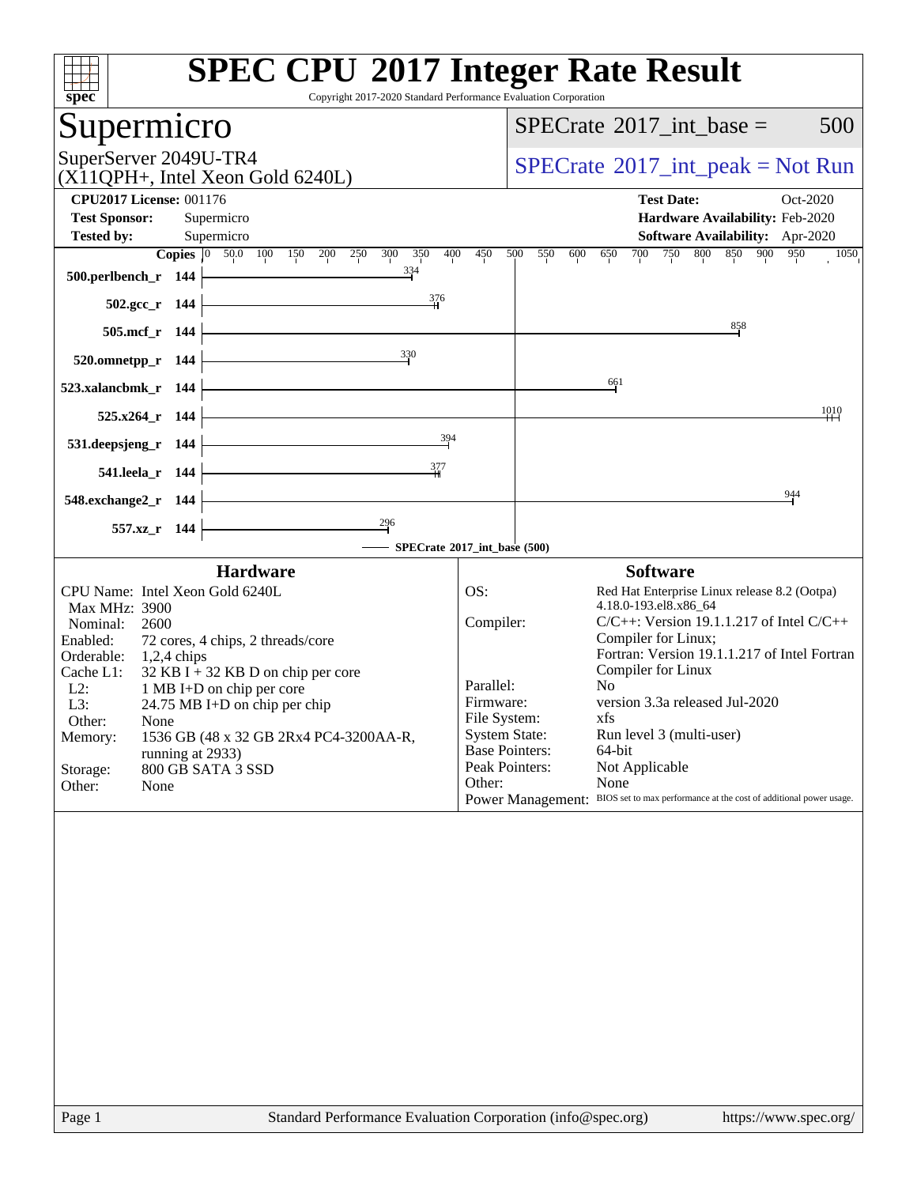# SPEC CPU 2017 Integer Rate Result

Copyright 2017-2020 Standard Performance Evaluation Corporation

## Supermicro

SuperServer 2049U-TR4
(X11QPH+, Intel Xeon Gold 6240L)

SPECrate 2017_int_base = 500

SPECrate 2017_int_peak = Not Run

| | | | |
|---|---|---|---|
| **CPU2017 License:** | 001176 | **Test Date:** | Oct-2020 |
| **Test Sponsor:** | Supermicro | **Hardware Availability:** | Feb-2020 |
| **Tested by:** | Supermicro | **Software Availability:** | Apr-2020 |

| Benchmark | Copies | SPECrate 2017_int_base |
|---|---|---|
| 500.perlbench_r | 144 | 334 |
| 502.gcc_r | 144 | 376 |
| 505.mcf_r | 144 | 858 |
| 520.omnetpp_r | 144 | 330 |
| 523.xalancbmk_r | 144 | 661 |
| 525.x264_r | 144 | 1010 |
| 531.deepsjeng_r | 144 | 394 |
| 541.leela_r | 144 | 377 |
| 548.exchange2_r | 144 | 944 |
| 557.xz_r | 144 | 296 |

SPECrate 2017_int_base (500)

### Hardware

| | |
|---|---|
| CPU Name: | Intel Xeon Gold 6240L |
| Max MHz: | 3900 |
| Nominal: | 2600 |
| Enabled: | 72 cores, 4 chips, 2 threads/core |
| Orderable: | 1,2,4 chips |
| Cache L1: | 32 KB I + 32 KB D on chip per core |
| L2: | 1 MB I+D on chip per core |
| L3: | 24.75 MB I+D on chip per chip |
| Other: | None |
| Memory: | 1536 GB (48 x 32 GB 2Rx4 PC4-3200AA-R, running at 2933) |
| Storage: | 800 GB SATA 3 SSD |
| Other: | None |

### Software

| | |
|---|---|
| OS: | Red Hat Enterprise Linux release 8.2 (Ootpa) 4.18.0-193.el8.x86_64 |
| Compiler: | C/C++: Version 19.1.1.217 of Intel C/C++ Compiler for Linux; Fortran: Version 19.1.1.217 of Intel Fortran Compiler for Linux |
| Parallel: | No |
| Firmware: | version 3.3a released Jul-2020 |
| File System: | xfs |
| System State: | Run level 3 (multi-user) |
| Base Pointers: | 64-bit |
| Peak Pointers: | Not Applicable |
| Other: | None |
| Power Management: | BIOS set to max performance at the cost of additional power usage. |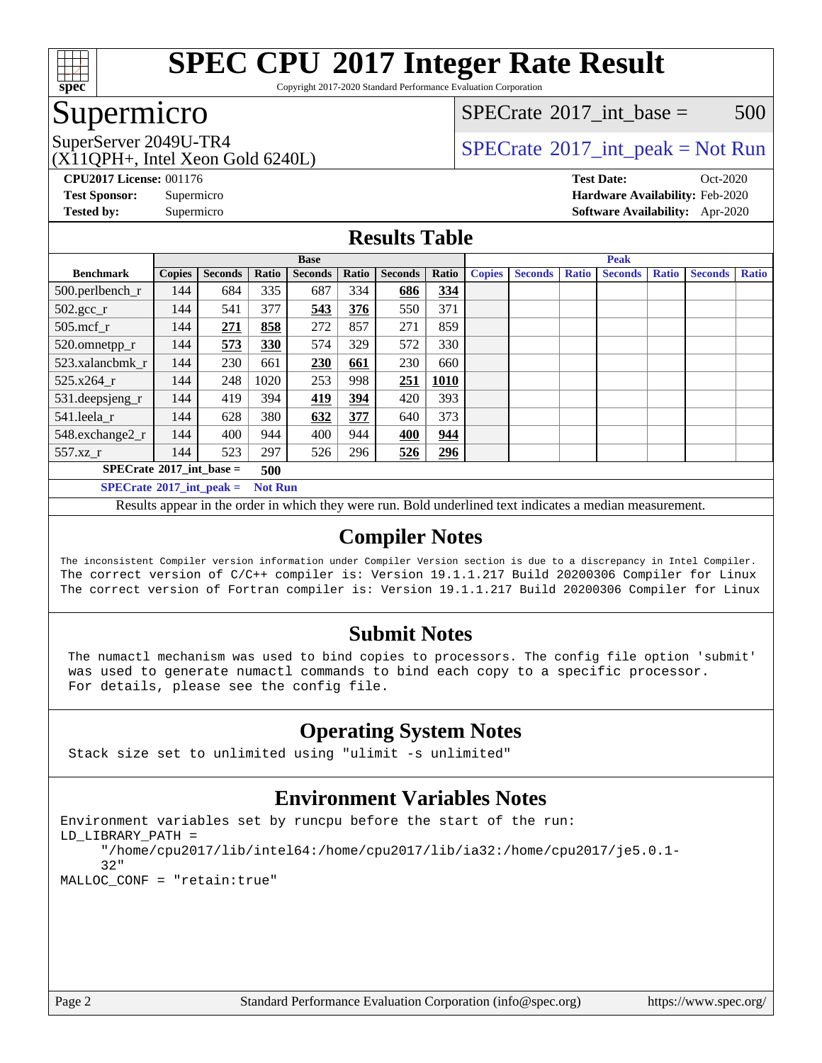# SPEC CPU 2017 Integer Rate Result

Copyright 2017-2020 Standard Performance Evaluation Corporation

## Supermicro

SuperServer 2049U-TR4
(X11QPH+, Intel Xeon Gold 6240L)

SPECrate 2017_int_base = 500

SPECrate 2017_int_peak = Not Run

**CPU2017 License:** 001176
**Test Sponsor:** Supermicro
**Tested by:** Supermicro

**Test Date:** Oct-2020
**Hardware Availability:** Feb-2020
**Software Availability:** Apr-2020

## Results Table

| | Base | | | | | | | Peak | | | | | | |
|---|---|---|---|---|---|---|---|---|---|---|---|---|---|---|
| **Benchmark** | **Copies** | **Seconds** | **Ratio** | **Seconds** | **Ratio** | **Seconds** | **Ratio** | **Copies** | **Seconds** | **Ratio** | **Seconds** | **Ratio** | **Seconds** | **Ratio** |
| 500.perlbench_r | 144 | 684 | 335 | 687 | 334 | **686** | **334** | | | | | | | |
| 502.gcc_r | 144 | 541 | 377 | **543** | **376** | 550 | 371 | | | | | | | |
| 505.mcf_r | 144 | **271** | **858** | 272 | 857 | 271 | 859 | | | | | | | |
| 520.omnetpp_r | 144 | **573** | **330** | 574 | 329 | 572 | 330 | | | | | | | |
| 523.xalancbmk_r | 144 | 230 | 661 | **230** | **661** | 230 | 660 | | | | | | | |
| 525.x264_r | 144 | 248 | 1020 | 253 | 998 | **251** | **1010** | | | | | | | |
| 531.deepsjeng_r | 144 | 419 | 394 | **419** | **394** | 420 | 393 | | | | | | | |
| 541.leela_r | 144 | 628 | 380 | **632** | **377** | 640 | 373 | | | | | | | |
| 548.exchange2_r | 144 | 400 | 944 | 400 | 944 | **400** | **944** | | | | | | | |
| 557.xz_r | 144 | 523 | 297 | 526 | 296 | **526** | **296** | | | | | | | |

**SPECrate 2017_int_base = 500**

**SPECrate 2017_int_peak = Not Run**

Results appear in the order in which they were run. Bold underlined text indicates a median measurement.

## Compiler Notes

```
The inconsistent Compiler version information under Compiler Version section is due to a discrepancy in Intel Compiler.
The correct version of C/C++ compiler is: Version 19.1.1.217 Build 20200306 Compiler for Linux
The correct version of Fortran compiler is: Version 19.1.1.217 Build 20200306 Compiler for Linux
```

## Submit Notes

```
The numactl mechanism was used to bind copies to processors. The config file option 'submit'
was used to generate numactl commands to bind each copy to a specific processor.
For details, please see the config file.
```

## Operating System Notes

```
Stack size set to unlimited using "ulimit -s unlimited"
```

## Environment Variables Notes

```
Environment variables set by runcpu before the start of the run:
LD_LIBRARY_PATH =
     "/home/cpu2017/lib/intel64:/home/cpu2017/lib/ia32:/home/cpu2017/je5.0.1-
     32"
MALLOC_CONF = "retain:true"
```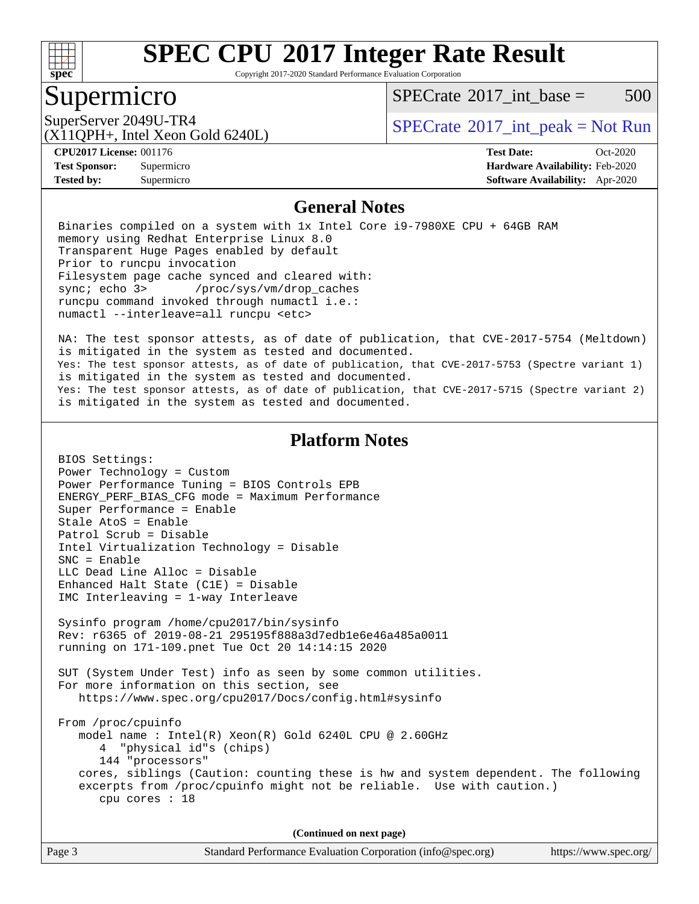# SPEC CPU 2017 Integer Rate Result

Copyright 2017-2020 Standard Performance Evaluation Corporation

## Supermicro

SuperServer 2049U-TR4
(X11QPH+, Intel Xeon Gold 6240L)

SPECrate 2017_int_base = 500

SPECrate 2017_int_peak = Not Run

**CPU2017 License:** 001176
**Test Sponsor:** Supermicro
**Tested by:** Supermicro

**Test Date:** Oct-2020
**Hardware Availability:** Feb-2020
**Software Availability:** Apr-2020

## General Notes

```
Binaries compiled on a system with 1x Intel Core i9-7980XE CPU + 64GB RAM
memory using Redhat Enterprise Linux 8.0
Transparent Huge Pages enabled by default
Prior to runcpu invocation
Filesystem page cache synced and cleared with:
sync; echo 3>       /proc/sys/vm/drop_caches
runcpu command invoked through numactl i.e.:
numactl --interleave=all runcpu <etc>

NA: The test sponsor attests, as of date of publication, that CVE-2017-5754 (Meltdown)
is mitigated in the system as tested and documented.
Yes: The test sponsor attests, as of date of publication, that CVE-2017-5753 (Spectre variant 1)
is mitigated in the system as tested and documented.
Yes: The test sponsor attests, as of date of publication, that CVE-2017-5715 (Spectre variant 2)
is mitigated in the system as tested and documented.
```

## Platform Notes

```
BIOS Settings:
Power Technology = Custom
Power Performance Tuning = BIOS Controls EPB
ENERGY_PERF_BIAS_CFG mode = Maximum Performance
Super Performance = Enable
Stale AtoS = Enable
Patrol Scrub = Disable
Intel Virtualization Technology = Disable
SNC = Enable
LLC Dead Line Alloc = Disable
Enhanced Halt State (C1E) = Disable
IMC Interleaving = 1-way Interleave

Sysinfo program /home/cpu2017/bin/sysinfo
Rev: r6365 of 2019-08-21 295195f888a3d7edb1e6e46a485a0011
running on 171-109.pnet Tue Oct 20 14:14:15 2020

SUT (System Under Test) info as seen by some common utilities.
For more information on this section, see
   https://www.spec.org/cpu2017/Docs/config.html#sysinfo

From /proc/cpuinfo
   model name : Intel(R) Xeon(R) Gold 6240L CPU @ 2.60GHz
      4  "physical id"s (chips)
      144 "processors"
   cores, siblings (Caution: counting these is hw and system dependent. The following
   excerpts from /proc/cpuinfo might not be reliable.  Use with caution.)
      cpu cores : 18
```

(Continued on next page)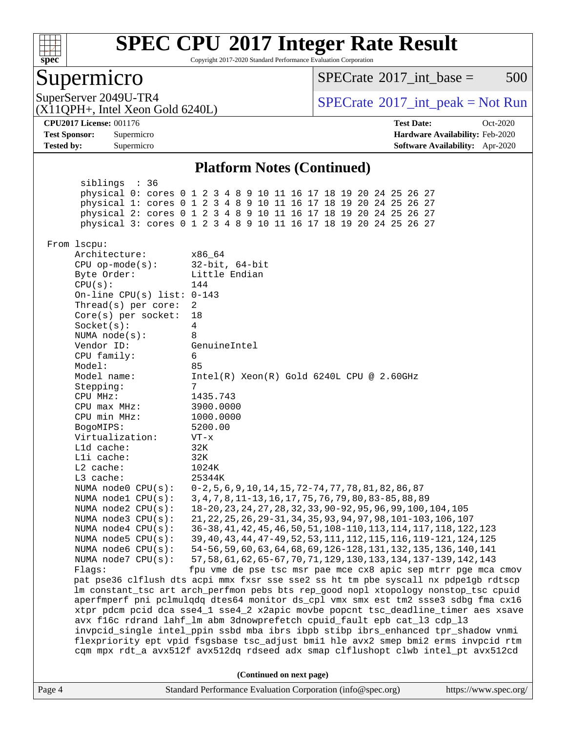## Platform Notes (Continued)

```
      siblings  : 36
      physical 0: cores 0 1 2 3 4 8 9 10 11 16 17 18 19 20 24 25 26 27
      physical 1: cores 0 1 2 3 4 8 9 10 11 16 17 18 19 20 24 25 26 27
      physical 2: cores 0 1 2 3 4 8 9 10 11 16 17 18 19 20 24 25 26 27
      physical 3: cores 0 1 2 3 4 8 9 10 11 16 17 18 19 20 24 25 26 27

 From lscpu:
      Architecture:          x86_64
      CPU op-mode(s):        32-bit, 64-bit
      Byte Order:            Little Endian
      CPU(s):                144
      On-line CPU(s) list:   0-143
      Thread(s) per core:    2
      Core(s) per socket:    18
      Socket(s):             4
      NUMA node(s):          8
      Vendor ID:             GenuineIntel
      CPU family:            6
      Model:                 85
      Model name:            Intel(R) Xeon(R) Gold 6240L CPU @ 2.60GHz
      Stepping:              7
      CPU MHz:               1435.743
      CPU max MHz:           3900.0000
      CPU min MHz:           1000.0000
      BogoMIPS:              5200.00
      Virtualization:        VT-x
      L1d cache:             32K
      L1i cache:             32K
      L2 cache:              1024K
      L3 cache:              25344K
      NUMA node0 CPU(s):     0-2,5,6,9,10,14,15,72-74,77,78,81,82,86,87
      NUMA node1 CPU(s):     3,4,7,8,11-13,16,17,75,76,79,80,83-85,88,89
      NUMA node2 CPU(s):     18-20,23,24,27,28,32,33,90-92,95,96,99,100,104,105
      NUMA node3 CPU(s):     21,22,25,26,29-31,34,35,93,94,97,98,101-103,106,107
      NUMA node4 CPU(s):     36-38,41,42,45,46,50,51,108-110,113,114,117,118,122,123
      NUMA node5 CPU(s):     39,40,43,44,47-49,52,53,111,112,115,116,119-121,124,125
      NUMA node6 CPU(s):     54-56,59,60,63,64,68,69,126-128,131,132,135,136,140,141
      NUMA node7 CPU(s):     57,58,61,62,65-67,70,71,129,130,133,134,137-139,142,143
      Flags:                 fpu vme de pse tsc msr pae mce cx8 apic sep mtrr pge mca cmov
      pat pse36 clflush dts acpi mmx fxsr sse sse2 ss ht tm pbe syscall nx pdpe1gb rdtscp
      lm constant_tsc art arch_perfmon pebs bts rep_good nopl xtopology nonstop_tsc cpuid
      aperfmperf pni pclmulqdq dtes64 monitor ds_cpl vmx smx est tm2 ssse3 sdbg fma cx16
      xtpr pdcm pcid dca sse4_1 sse4_2 x2apic movbe popcnt tsc_deadline_timer aes xsave
      avx f16c rdrand lahf_lm abm 3dnowprefetch cpuid_fault epb cat_l3 cdp_l3
      invpcid_single intel_ppin ssbd mba ibrs ibpb stibp ibrs_enhanced tpr_shadow vnmi
      flexpriority ept vpid fsgsbase tsc_adjust bmi1 hle avx2 smep bmi2 erms invpcid rtm
      cqm mpx rdt_a avx512f avx512dq rdseed adx smap clflushopt clwb intel_pt avx512cd
```

**(Continued on next page)**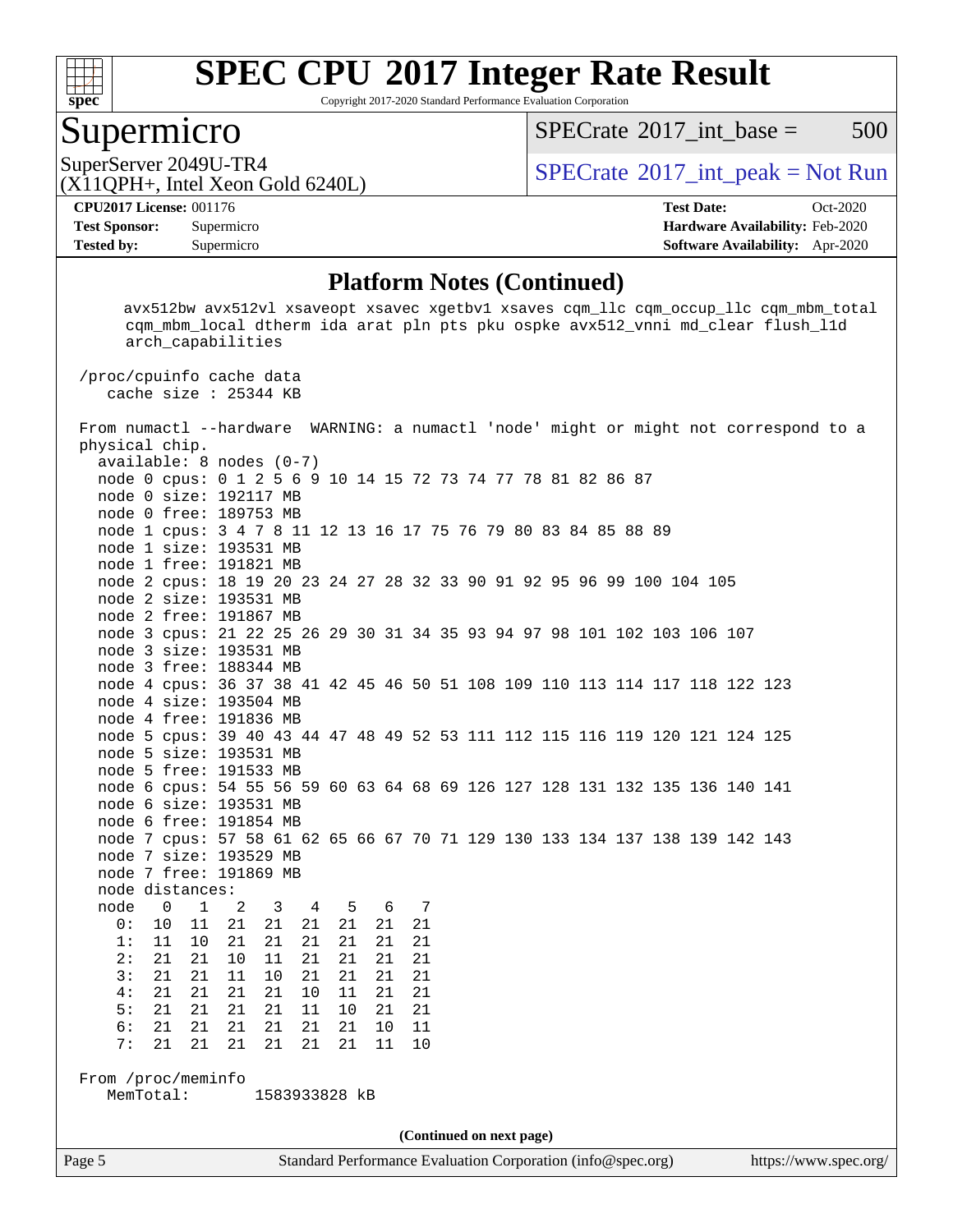# SPEC CPU 2017 Integer Rate Result

Copyright 2017-2020 Standard Performance Evaluation Corporation

## Supermicro

SuperServer 2049U-TR4
(X11QPH+, Intel Xeon Gold 6240L)

SPECrate 2017_int_base = 500

SPECrate 2017_int_peak = Not Run

**CPU2017 License:** 001176
**Test Sponsor:** Supermicro
**Tested by:** Supermicro

**Test Date:** Oct-2020
**Hardware Availability:** Feb-2020
**Software Availability:** Apr-2020

### Platform Notes (Continued)

```
     avx512bw avx512vl xsaveopt xsavec xgetbv1 xsaves cqm_llc cqm_occup_llc cqm_mbm_total
     cqm_mbm_local dtherm ida arat pln pts pku ospke avx512_vnni md_clear flush_l1d
     arch_capabilities

 /proc/cpuinfo cache data
    cache size : 25344 KB

 From numactl --hardware  WARNING: a numactl 'node' might or might not correspond to a
 physical chip.
   available: 8 nodes (0-7)
   node 0 cpus: 0 1 2 5 6 9 10 14 15 72 73 74 77 78 81 82 86 87
   node 0 size: 192117 MB
   node 0 free: 189753 MB
   node 1 cpus: 3 4 7 8 11 12 13 16 17 75 76 79 80 83 84 85 88 89
   node 1 size: 193531 MB
   node 1 free: 191821 MB
   node 2 cpus: 18 19 20 23 24 27 28 32 33 90 91 92 95 96 99 100 104 105
   node 2 size: 193531 MB
   node 2 free: 191867 MB
   node 3 cpus: 21 22 25 26 29 30 31 34 35 93 94 97 98 101 102 103 106 107
   node 3 size: 193531 MB
   node 3 free: 188344 MB
   node 4 cpus: 36 37 38 41 42 45 46 50 51 108 109 110 113 114 117 118 122 123
   node 4 size: 193504 MB
   node 4 free: 191836 MB
   node 5 cpus: 39 40 43 44 47 48 49 52 53 111 112 115 116 119 120 121 124 125
   node 5 size: 193531 MB
   node 5 free: 191533 MB
   node 6 cpus: 54 55 56 59 60 63 64 68 69 126 127 128 131 132 135 136 140 141
   node 6 size: 193531 MB
   node 6 free: 191854 MB
   node 7 cpus: 57 58 61 62 65 66 67 70 71 129 130 133 134 137 138 139 142 143
   node 7 size: 193529 MB
   node 7 free: 191869 MB
   node distances:
   node   0   1   2   3   4   5   6   7
     0:  10  11  21  21  21  21  21  21
     1:  11  10  21  21  21  21  21  21
     2:  21  21  10  11  21  21  21  21
     3:  21  21  11  10  21  21  21  21
     4:  21  21  21  21  10  11  21  21
     5:  21  21  21  21  11  10  21  21
     6:  21  21  21  21  21  21  10  11
     7:  21  21  21  21  21  21  11  10

 From /proc/meminfo
    MemTotal:       1583933828 kB
```

(Continued on next page)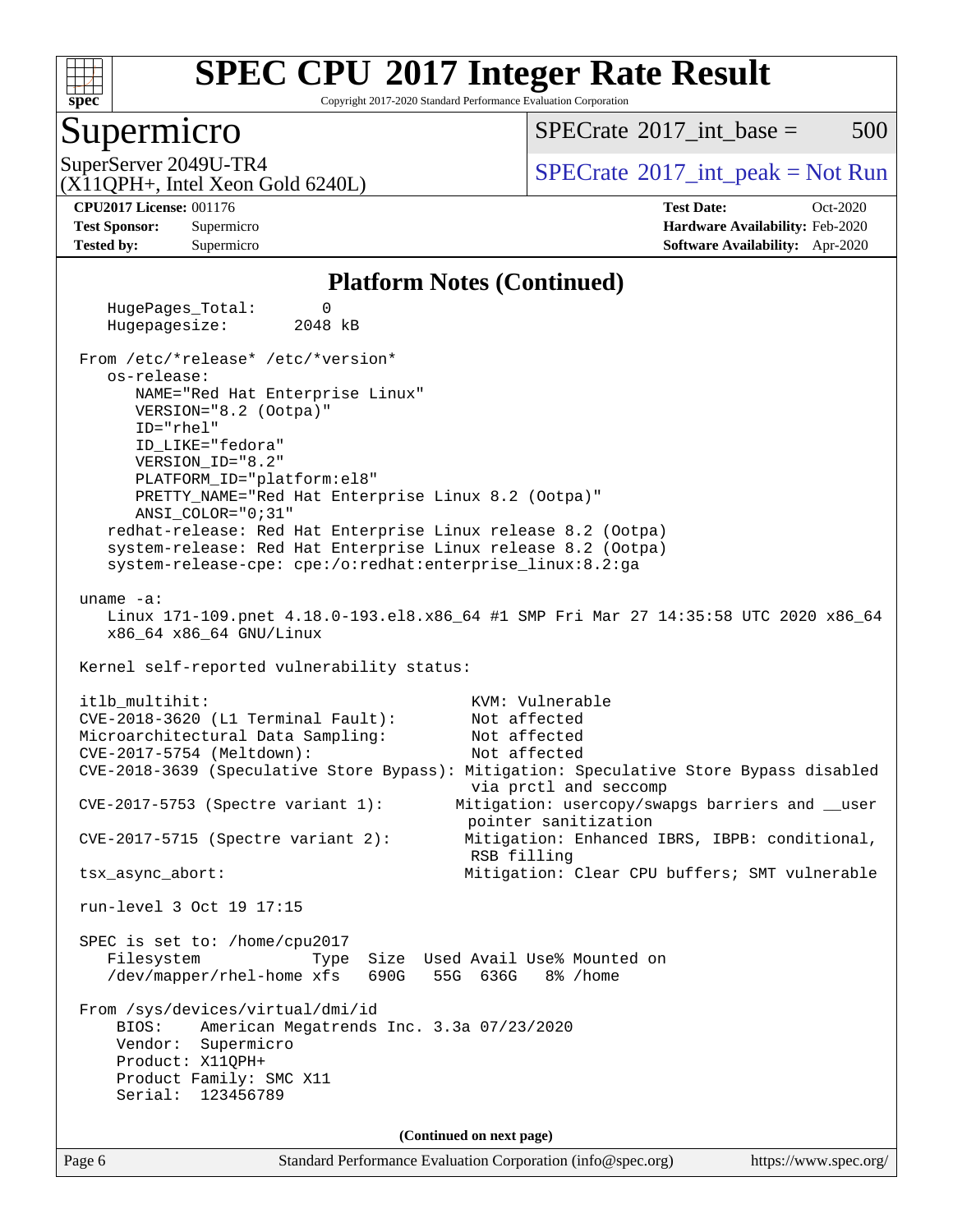## Platform Notes (Continued)

```
HugePages_Total:       0
Hugepagesize:       2048 kB

From /etc/*release* /etc/*version*
   os-release:
      NAME="Red Hat Enterprise Linux"
      VERSION="8.2 (Ootpa)"
      ID="rhel"
      ID_LIKE="fedora"
      VERSION_ID="8.2"
      PLATFORM_ID="platform:el8"
      PRETTY_NAME="Red Hat Enterprise Linux 8.2 (Ootpa)"
      ANSI_COLOR="0;31"
   redhat-release: Red Hat Enterprise Linux release 8.2 (Ootpa)
   system-release: Red Hat Enterprise Linux release 8.2 (Ootpa)
   system-release-cpe: cpe:/o:redhat:enterprise_linux:8.2:ga

uname -a:
   Linux 171-109.pnet 4.18.0-193.el8.x86_64 #1 SMP Fri Mar 27 14:35:58 UTC 2020 x86_64
   x86_64 x86_64 GNU/Linux

Kernel self-reported vulnerability status:

itlb_multihit:                                         KVM: Vulnerable
CVE-2018-3620 (L1 Terminal Fault):                     Not affected
Microarchitectural Data Sampling:                      Not affected
CVE-2017-5754 (Meltdown):                              Not affected
CVE-2018-3639 (Speculative Store Bypass): Mitigation: Speculative Store Bypass disabled
                                                       via prctl and seccomp
CVE-2017-5753 (Spectre variant 1):                    Mitigation: usercopy/swapgs barriers and __user
                                                       pointer sanitization
CVE-2017-5715 (Spectre variant 2):                     Mitigation: Enhanced IBRS, IBPB: conditional,
                                                       RSB filling
tsx_async_abort:                                       Mitigation: Clear CPU buffers; SMT vulnerable

run-level 3 Oct 19 17:15

SPEC is set to: /home/cpu2017
   Filesystem            Type  Size  Used Avail Use% Mounted on
   /dev/mapper/rhel-home xfs   690G   55G  636G   8% /home

From /sys/devices/virtual/dmi/id
    BIOS:    American Megatrends Inc. 3.3a 07/23/2020
    Vendor:  Supermicro
    Product: X11QPH+
    Product Family: SMC X11
    Serial:  123456789
```

(Continued on next page)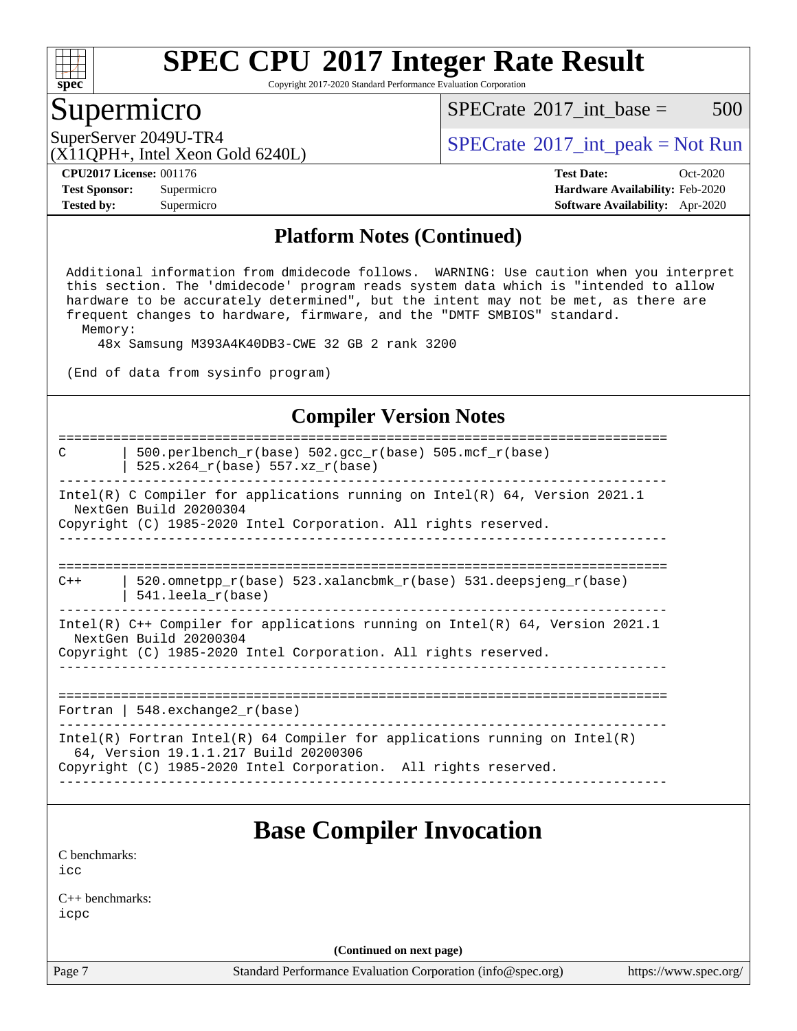## Platform Notes (Continued)

```
Additional information from dmidecode follows.  WARNING: Use caution when you interpret
this section. The 'dmidecode' program reads system data which is "intended to allow
hardware to be accurately determined", but the intent may not be met, as there are
frequent changes to hardware, firmware, and the "DMTF SMBIOS" standard.
  Memory:
    48x Samsung M393A4K40DB3-CWE 32 GB 2 rank 3200

(End of data from sysinfo program)
```

## Compiler Version Notes

```
==============================================================================
C       | 500.perlbench_r(base) 502.gcc_r(base) 505.mcf_r(base)
        | 525.x264_r(base) 557.xz_r(base)
------------------------------------------------------------------------------
Intel(R) C Compiler for applications running on Intel(R) 64, Version 2021.1
  NextGen Build 20200304
Copyright (C) 1985-2020 Intel Corporation. All rights reserved.
------------------------------------------------------------------------------

==============================================================================
C++     | 520.omnetpp_r(base) 523.xalancbmk_r(base) 531.deepsjeng_r(base)
        | 541.leela_r(base)
------------------------------------------------------------------------------
Intel(R) C++ Compiler for applications running on Intel(R) 64, Version 2021.1
  NextGen Build 20200304
Copyright (C) 1985-2020 Intel Corporation. All rights reserved.
------------------------------------------------------------------------------

==============================================================================
Fortran | 548.exchange2_r(base)
------------------------------------------------------------------------------
Intel(R) Fortran Intel(R) 64 Compiler for applications running on Intel(R)
  64, Version 19.1.1.217 Build 20200306
Copyright (C) 1985-2020 Intel Corporation.  All rights reserved.
------------------------------------------------------------------------------
```

## Base Compiler Invocation

C benchmarks:
icc

C++ benchmarks:
icpc

(Continued on next page)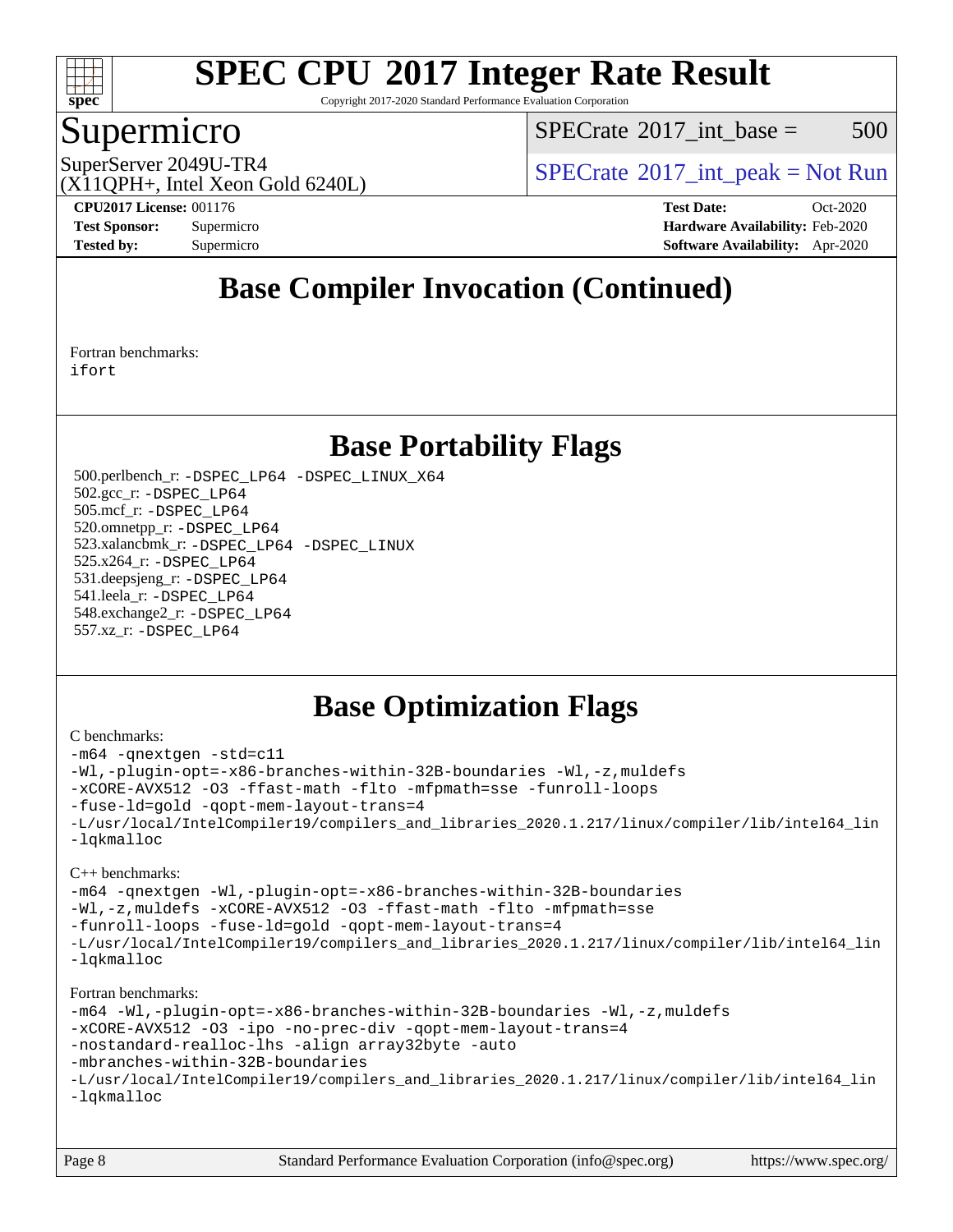# SPEC CPU 2017 Integer Rate Result

Copyright 2017-2020 Standard Performance Evaluation Corporation

## Supermicro

SuperServer 2049U-TR4
(X11QPH+, Intel Xeon Gold 6240L)

SPECrate 2017_int_base = 500

SPECrate 2017_int_peak = Not Run

**CPU2017 License:** 001176
**Test Sponsor:** Supermicro
**Tested by:** Supermicro

**Test Date:** Oct-2020
**Hardware Availability:** Feb-2020
**Software Availability:** Apr-2020

## Base Compiler Invocation (Continued)

Fortran benchmarks:
ifort

## Base Portability Flags

500.perlbench_r: -DSPEC_LP64 -DSPEC_LINUX_X64
502.gcc_r: -DSPEC_LP64
505.mcf_r: -DSPEC_LP64
520.omnetpp_r: -DSPEC_LP64
523.xalancbmk_r: -DSPEC_LP64 -DSPEC_LINUX
525.x264_r: -DSPEC_LP64
531.deepsjeng_r: -DSPEC_LP64
541.leela_r: -DSPEC_LP64
548.exchange2_r: -DSPEC_LP64
557.xz_r: -DSPEC_LP64

## Base Optimization Flags

C benchmarks:
```
-m64 -qnextgen -std=c11
-Wl,-plugin-opt=-x86-branches-within-32B-boundaries -Wl,-z,muldefs
-xCORE-AVX512 -O3 -ffast-math -flto -mfpmath=sse -funroll-loops
-fuse-ld=gold -qopt-mem-layout-trans=4
-L/usr/local/IntelCompiler19/compilers_and_libraries_2020.1.217/linux/compiler/lib/intel64_lin
-lqkmalloc
```

C++ benchmarks:
```
-m64 -qnextgen -Wl,-plugin-opt=-x86-branches-within-32B-boundaries
-Wl,-z,muldefs -xCORE-AVX512 -O3 -ffast-math -flto -mfpmath=sse
-funroll-loops -fuse-ld=gold -qopt-mem-layout-trans=4
-L/usr/local/IntelCompiler19/compilers_and_libraries_2020.1.217/linux/compiler/lib/intel64_lin
-lqkmalloc
```

Fortran benchmarks:
```
-m64 -Wl,-plugin-opt=-x86-branches-within-32B-boundaries -Wl,-z,muldefs
-xCORE-AVX512 -O3 -ipo -no-prec-div -qopt-mem-layout-trans=4
-nostandard-realloc-lhs -align array32byte -auto
-mbranches-within-32B-boundaries
-L/usr/local/IntelCompiler19/compilers_and_libraries_2020.1.217/linux/compiler/lib/intel64_lin
-lqkmalloc
```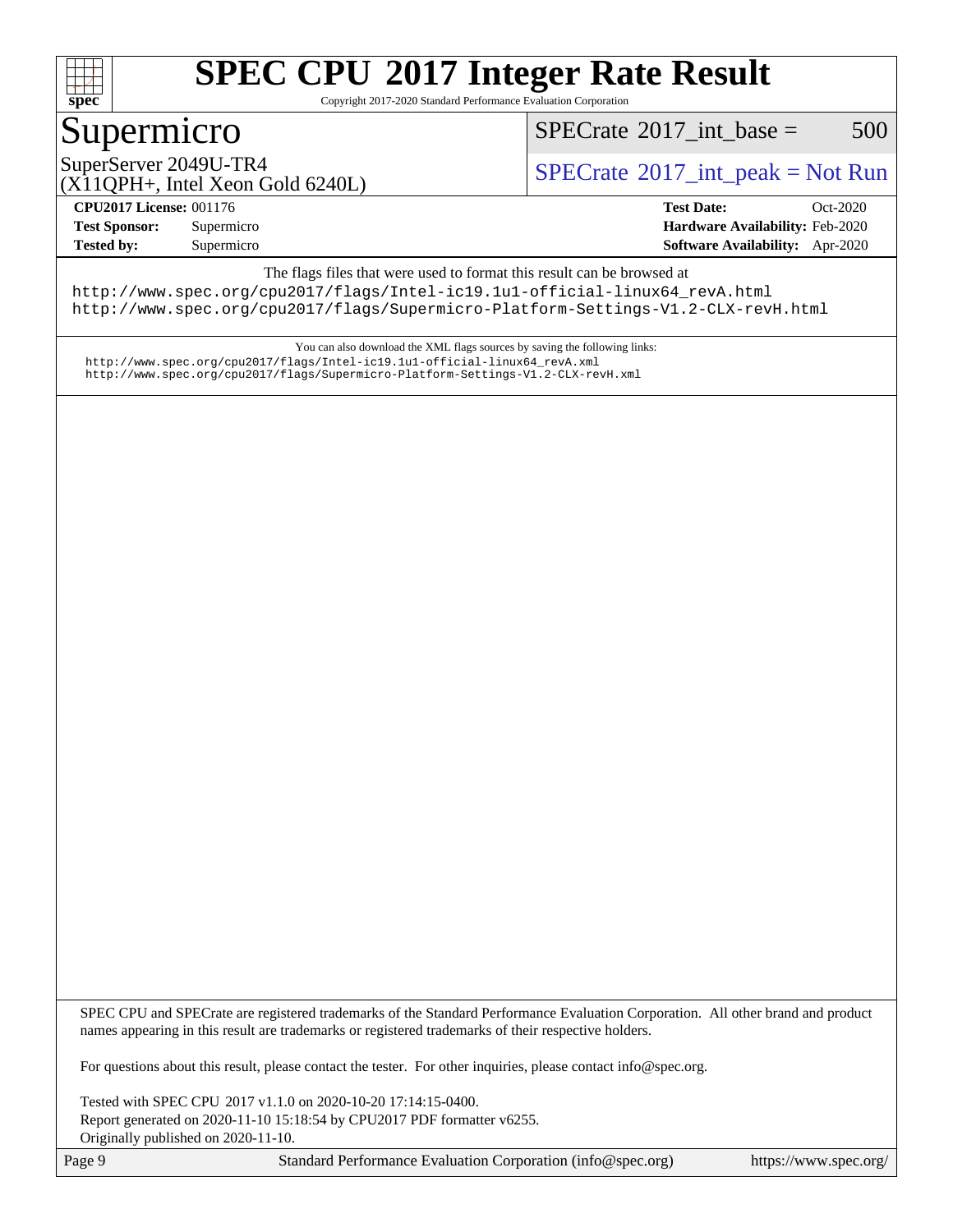The flags files that were used to format this result can be browsed at
http://www.spec.org/cpu2017/flags/Intel-ic19.1u1-official-linux64_revA.html
http://www.spec.org/cpu2017/flags/Supermicro-Platform-Settings-V1.2-CLX-revH.html

You can also download the XML flags sources by saving the following links:
http://www.spec.org/cpu2017/flags/Intel-ic19.1u1-official-linux64_revA.xml
http://www.spec.org/cpu2017/flags/Supermicro-Platform-Settings-V1.2-CLX-revH.xml

SPEC CPU and SPECrate are registered trademarks of the Standard Performance Evaluation Corporation. All other brand and product names appearing in this result are trademarks or registered trademarks of their respective holders.

For questions about this result, please contact the tester. For other inquiries, please contact info@spec.org.

Tested with SPEC CPU 2017 v1.1.0 on 2020-10-20 17:14:15-0400.
Report generated on 2020-11-10 15:18:54 by CPU2017 PDF formatter v6255.
Originally published on 2020-11-10.